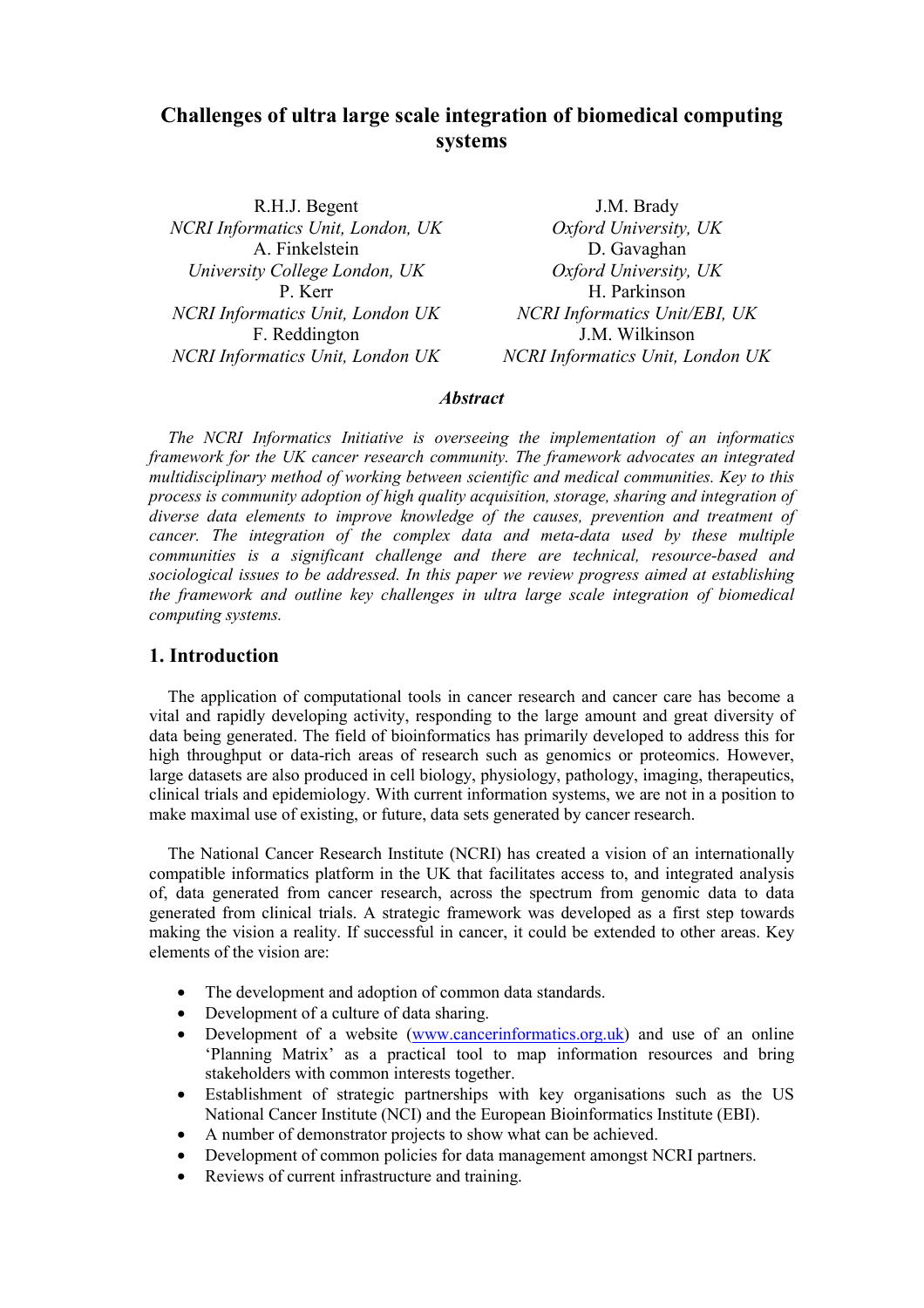# Challenges of ultra large scale integration of biomedical computing systems

R.H.J. Begent  
*NCRI Informatics Unit, London, UK*

J.M. Brady  
*Oxford University, UK*

A. Finkelstein  
*University College London, UK*

D. Gavaghan  
*Oxford University, UK*

P. Kerr  
*NCRI Informatics Unit, London UK*

H. Parkinson  
*NCRI Informatics Unit/EBI, UK*

F. Reddington  
*NCRI Informatics Unit, London UK*

J.M. Wilkinson  
*NCRI Informatics Unit, London UK*

### *Abstract*

*The NCRI Informatics Initiative is overseeing the implementation of an informatics framework for the UK cancer research community. The framework advocates an integrated multidisciplinary method of working between scientific and medical communities. Key to this process is community adoption of high quality acquisition, storage, sharing and integration of diverse data elements to improve knowledge of the causes, prevention and treatment of cancer. The integration of the complex data and meta-data used by these multiple communities is a significant challenge and there are technical, resource-based and sociological issues to be addressed. In this paper we review progress aimed at establishing the framework and outline key challenges in ultra large scale integration of biomedical computing systems.*

## 1. Introduction

The application of computational tools in cancer research and cancer care has become a vital and rapidly developing activity, responding to the large amount and great diversity of data being generated. The field of bioinformatics has primarily developed to address this for high throughput or data-rich areas of research such as genomics or proteomics. However, large datasets are also produced in cell biology, physiology, pathology, imaging, therapeutics, clinical trials and epidemiology. With current information systems, we are not in a position to make maximal use of existing, or future, data sets generated by cancer research.

The National Cancer Research Institute (NCRI) has created a vision of an internationally compatible informatics platform in the UK that facilitates access to, and integrated analysis of, data generated from cancer research, across the spectrum from genomic data to data generated from clinical trials. A strategic framework was developed as a first step towards making the vision a reality. If successful in cancer, it could be extended to other areas. Key elements of the vision are:

- The development and adoption of common data standards.
- Development of a culture of data sharing.
- Development of a website (www.cancerinformatics.org.uk) and use of an online 'Planning Matrix' as a practical tool to map information resources and bring stakeholders with common interests together.
- Establishment of strategic partnerships with key organisations such as the US National Cancer Institute (NCI) and the European Bioinformatics Institute (EBI).
- A number of demonstrator projects to show what can be achieved.
- Development of common policies for data management amongst NCRI partners.
- Reviews of current infrastructure and training.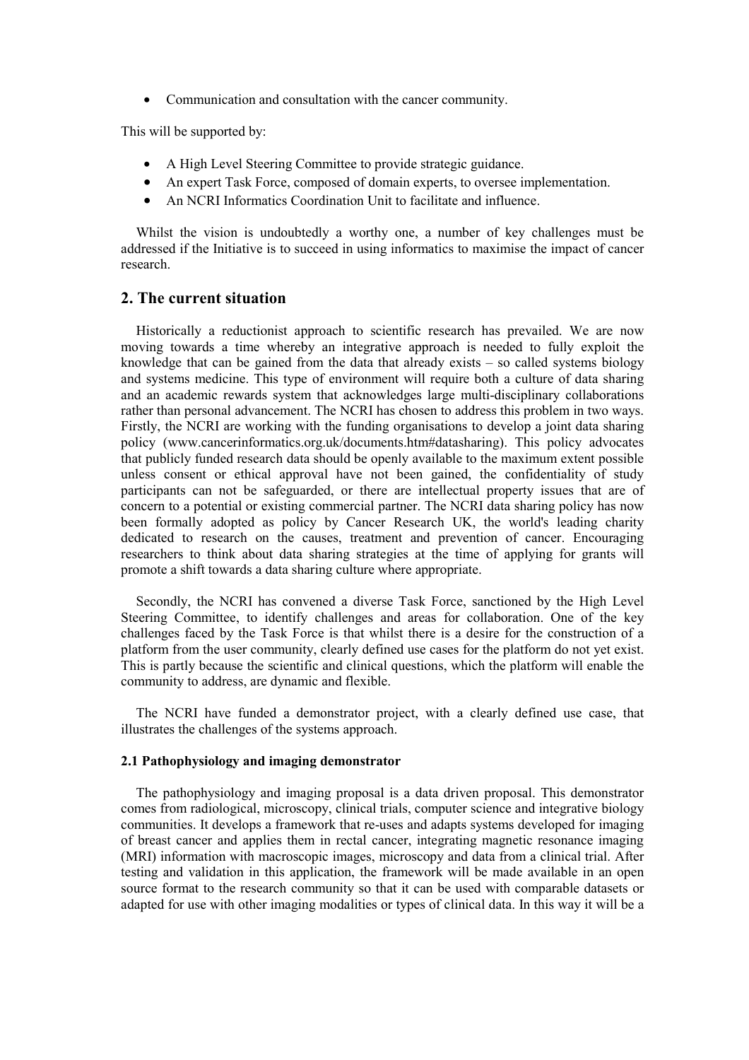- Communication and consultation with the cancer community.

This will be supported by:

- A High Level Steering Committee to provide strategic guidance.
- An expert Task Force, composed of domain experts, to oversee implementation.
- An NCRI Informatics Coordination Unit to facilitate and influence.

Whilst the vision is undoubtedly a worthy one, a number of key challenges must be addressed if the Initiative is to succeed in using informatics to maximise the impact of cancer research.

## 2. The current situation

Historically a reductionist approach to scientific research has prevailed. We are now moving towards a time whereby an integrative approach is needed to fully exploit the knowledge that can be gained from the data that already exists – so called systems biology and systems medicine. This type of environment will require both a culture of data sharing and an academic rewards system that acknowledges large multi-disciplinary collaborations rather than personal advancement. The NCRI has chosen to address this problem in two ways. Firstly, the NCRI are working with the funding organisations to develop a joint data sharing policy (www.cancerinformatics.org.uk/documents.htm#datasharing). This policy advocates that publicly funded research data should be openly available to the maximum extent possible unless consent or ethical approval have not been gained, the confidentiality of study participants can not be safeguarded, or there are intellectual property issues that are of concern to a potential or existing commercial partner. The NCRI data sharing policy has now been formally adopted as policy by Cancer Research UK, the world's leading charity dedicated to research on the causes, treatment and prevention of cancer. Encouraging researchers to think about data sharing strategies at the time of applying for grants will promote a shift towards a data sharing culture where appropriate.

Secondly, the NCRI has convened a diverse Task Force, sanctioned by the High Level Steering Committee, to identify challenges and areas for collaboration. One of the key challenges faced by the Task Force is that whilst there is a desire for the construction of a platform from the user community, clearly defined use cases for the platform do not yet exist. This is partly because the scientific and clinical questions, which the platform will enable the community to address, are dynamic and flexible.

The NCRI have funded a demonstrator project, with a clearly defined use case, that illustrates the challenges of the systems approach.

### 2.1 Pathophysiology and imaging demonstrator

The pathophysiology and imaging proposal is a data driven proposal. This demonstrator comes from radiological, microscopy, clinical trials, computer science and integrative biology communities. It develops a framework that re-uses and adapts systems developed for imaging of breast cancer and applies them in rectal cancer, integrating magnetic resonance imaging (MRI) information with macroscopic images, microscopy and data from a clinical trial. After testing and validation in this application, the framework will be made available in an open source format to the research community so that it can be used with comparable datasets or adapted for use with other imaging modalities or types of clinical data. In this way it will be a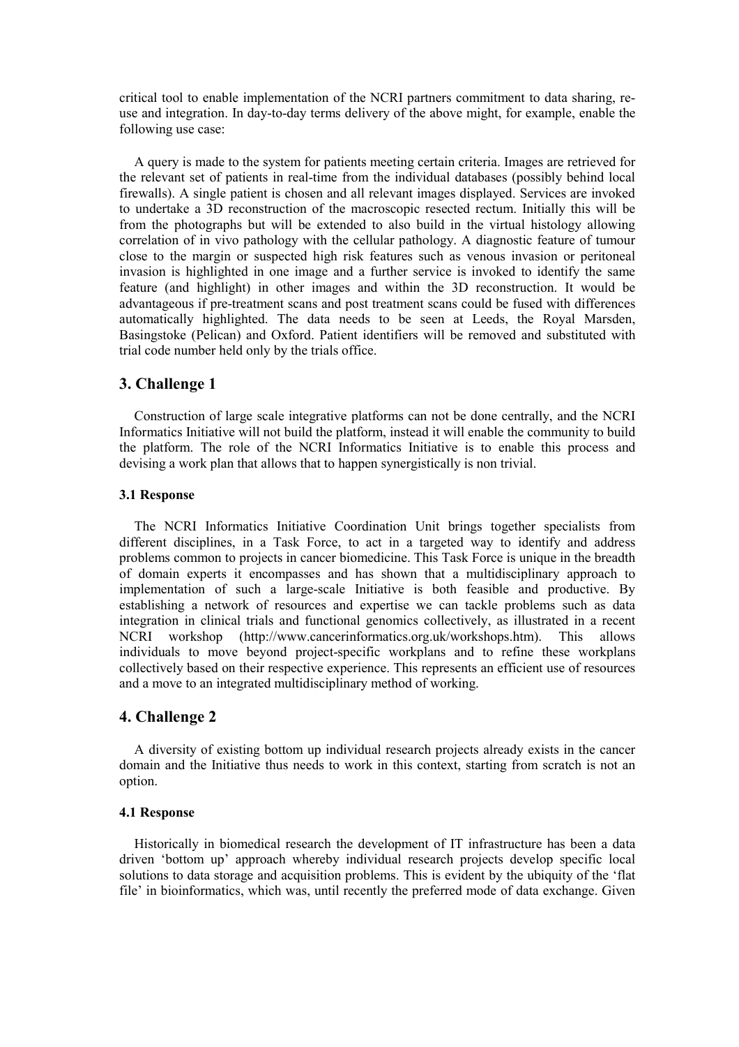critical tool to enable implementation of the NCRI partners commitment to data sharing, re-use and integration. In day-to-day terms delivery of the above might, for example, enable the following use case:

A query is made to the system for patients meeting certain criteria. Images are retrieved for the relevant set of patients in real-time from the individual databases (possibly behind local firewalls). A single patient is chosen and all relevant images displayed. Services are invoked to undertake a 3D reconstruction of the macroscopic resected rectum. Initially this will be from the photographs but will be extended to also build in the virtual histology allowing correlation of in vivo pathology with the cellular pathology. A diagnostic feature of tumour close to the margin or suspected high risk features such as venous invasion or peritoneal invasion is highlighted in one image and a further service is invoked to identify the same feature (and highlight) in other images and within the 3D reconstruction. It would be advantageous if pre-treatment scans and post treatment scans could be fused with differences automatically highlighted. The data needs to be seen at Leeds, the Royal Marsden, Basingstoke (Pelican) and Oxford. Patient identifiers will be removed and substituted with trial code number held only by the trials office.

## 3. Challenge 1

Construction of large scale integrative platforms can not be done centrally, and the NCRI Informatics Initiative will not build the platform, instead it will enable the community to build the platform. The role of the NCRI Informatics Initiative is to enable this process and devising a work plan that allows that to happen synergistically is non trivial.

### 3.1 Response

The NCRI Informatics Initiative Coordination Unit brings together specialists from different disciplines, in a Task Force, to act in a targeted way to identify and address problems common to projects in cancer biomedicine. This Task Force is unique in the breadth of domain experts it encompasses and has shown that a multidisciplinary approach to implementation of such a large-scale Initiative is both feasible and productive. By establishing a network of resources and expertise we can tackle problems such as data integration in clinical trials and functional genomics collectively, as illustrated in a recent NCRI workshop (http://www.cancerinformatics.org.uk/workshops.htm). This allows individuals to move beyond project-specific workplans and to refine these workplans collectively based on their respective experience. This represents an efficient use of resources and a move to an integrated multidisciplinary method of working.

## 4. Challenge 2

A diversity of existing bottom up individual research projects already exists in the cancer domain and the Initiative thus needs to work in this context, starting from scratch is not an option.

### 4.1 Response

Historically in biomedical research the development of IT infrastructure has been a data driven 'bottom up' approach whereby individual research projects develop specific local solutions to data storage and acquisition problems. This is evident by the ubiquity of the 'flat file' in bioinformatics, which was, until recently the preferred mode of data exchange. Given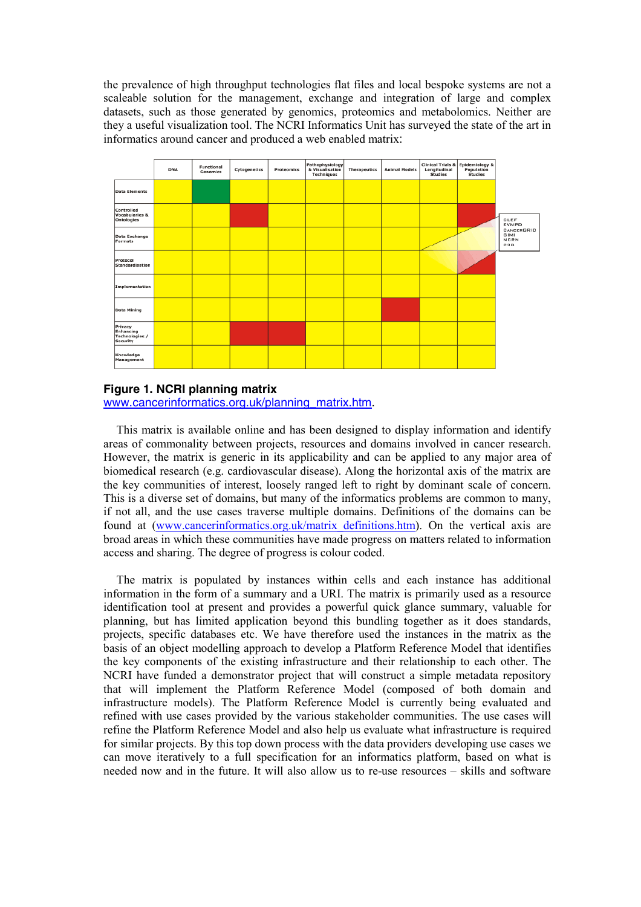the prevalence of high throughput technologies flat files and local bespoke systems are not a scaleable solution for the management, exchange and integration of large and complex datasets, such as those generated by genomics, proteomics and metabolomics. Neither are they a useful visualization tool. The NCRI Informatics Unit has surveyed the state of the art in informatics around cancer and produced a web enabled matrix:

DNA
Functional Genomics
Cytogenetics
Proteomics
Pathophysiology & Visualisation Techniques
Therapeutics
Animal Models
Clinical Trials & Longitudinal Studies
Epidemiology & Population Studies

Data Elements
Controlled Vocabularies & Ontologies
Data Exchange Formats
Protocol Standardisation
Implementation
Data Mining
Privacy Enhancing Technologies / Security
Knowledge Management

CLEF
EVNPD
CANCERGRID
GIMI
NCRN
C3D

**Figure 1. NCRI planning matrix**
www.cancerinformatics.org.uk/planning_matrix.htm.

This matrix is available online and has been designed to display information and identify areas of commonality between projects, resources and domains involved in cancer research. However, the matrix is generic in its applicability and can be applied to any major area of biomedical research (e.g. cardiovascular disease). Along the horizontal axis of the matrix are the key communities of interest, loosely ranged left to right by dominant scale of concern. This is a diverse set of domains, but many of the informatics problems are common to many, if not all, and the use cases traverse multiple domains. Definitions of the domains can be found at (www.cancerinformatics.org.uk/matrix_definitions.htm). On the vertical axis are broad areas in which these communities have made progress on matters related to information access and sharing. The degree of progress is colour coded.

The matrix is populated by instances within cells and each instance has additional information in the form of a summary and a URI. The matrix is primarily used as a resource identification tool at present and provides a powerful quick glance summary, valuable for planning, but has limited application beyond this bundling together as it does standards, projects, specific databases etc. We have therefore used the instances in the matrix as the basis of an object modelling approach to develop a Platform Reference Model that identifies the key components of the existing infrastructure and their relationship to each other. The NCRI have funded a demonstrator project that will construct a simple metadata repository that will implement the Platform Reference Model (composed of both domain and infrastructure models). The Platform Reference Model is currently being evaluated and refined with use cases provided by the various stakeholder communities. The use cases will refine the Platform Reference Model and also help us evaluate what infrastructure is required for similar projects. By this top down process with the data providers developing use cases we can move iteratively to a full specification for an informatics platform, based on what is needed now and in the future. It will also allow us to re-use resources – skills and software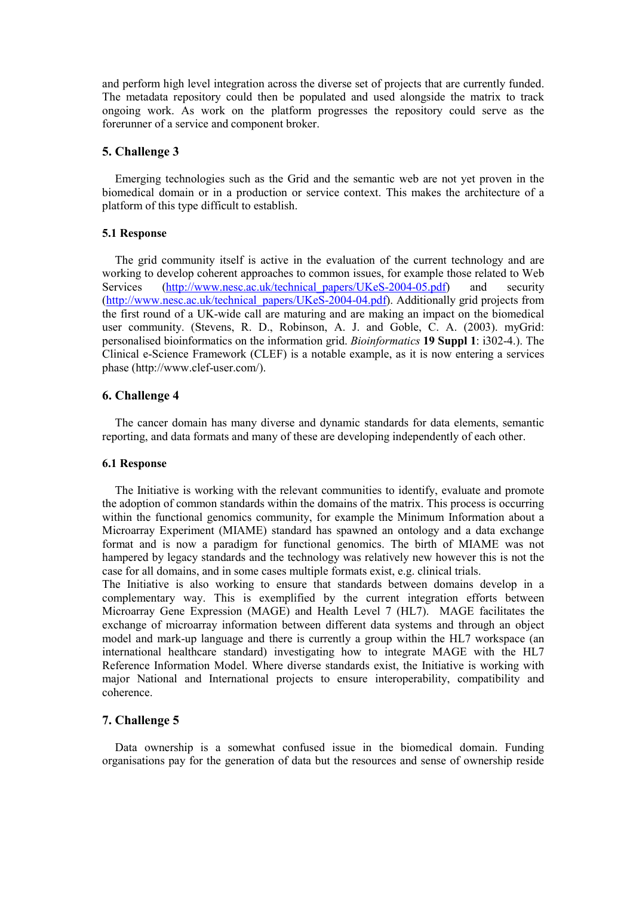and perform high level integration across the diverse set of projects that are currently funded. The metadata repository could then be populated and used alongside the matrix to track ongoing work. As work on the platform progresses the repository could serve as the forerunner of a service and component broker.

## 5. Challenge 3

Emerging technologies such as the Grid and the semantic web are not yet proven in the biomedical domain or in a production or service context. This makes the architecture of a platform of this type difficult to establish.

### 5.1 Response

The grid community itself is active in the evaluation of the current technology and are working to develop coherent approaches to common issues, for example those related to Web Services (http://www.nesc.ac.uk/technical_papers/UKeS-2004-05.pdf) and security (http://www.nesc.ac.uk/technical_papers/UKeS-2004-04.pdf). Additionally grid projects from the first round of a UK-wide call are maturing and are making an impact on the biomedical user community. (Stevens, R. D., Robinson, A. J. and Goble, C. A. (2003). myGrid: personalised bioinformatics on the information grid. *Bioinformatics* **19 Suppl 1**: i302-4.). The Clinical e-Science Framework (CLEF) is a notable example, as it is now entering a services phase (http://www.clef-user.com/).

## 6. Challenge 4

The cancer domain has many diverse and dynamic standards for data elements, semantic reporting, and data formats and many of these are developing independently of each other.

### 6.1 Response

The Initiative is working with the relevant communities to identify, evaluate and promote the adoption of common standards within the domains of the matrix. This process is occurring within the functional genomics community, for example the Minimum Information about a Microarray Experiment (MIAME) standard has spawned an ontology and a data exchange format and is now a paradigm for functional genomics. The birth of MIAME was not hampered by legacy standards and the technology was relatively new however this is not the case for all domains, and in some cases multiple formats exist, e.g. clinical trials.

The Initiative is also working to ensure that standards between domains develop in a complementary way. This is exemplified by the current integration efforts between Microarray Gene Expression (MAGE) and Health Level 7 (HL7). MAGE facilitates the exchange of microarray information between different data systems and through an object model and mark-up language and there is currently a group within the HL7 workspace (an international healthcare standard) investigating how to integrate MAGE with the HL7 Reference Information Model. Where diverse standards exist, the Initiative is working with major National and International projects to ensure interoperability, compatibility and coherence.

## 7. Challenge 5

Data ownership is a somewhat confused issue in the biomedical domain. Funding organisations pay for the generation of data but the resources and sense of ownership reside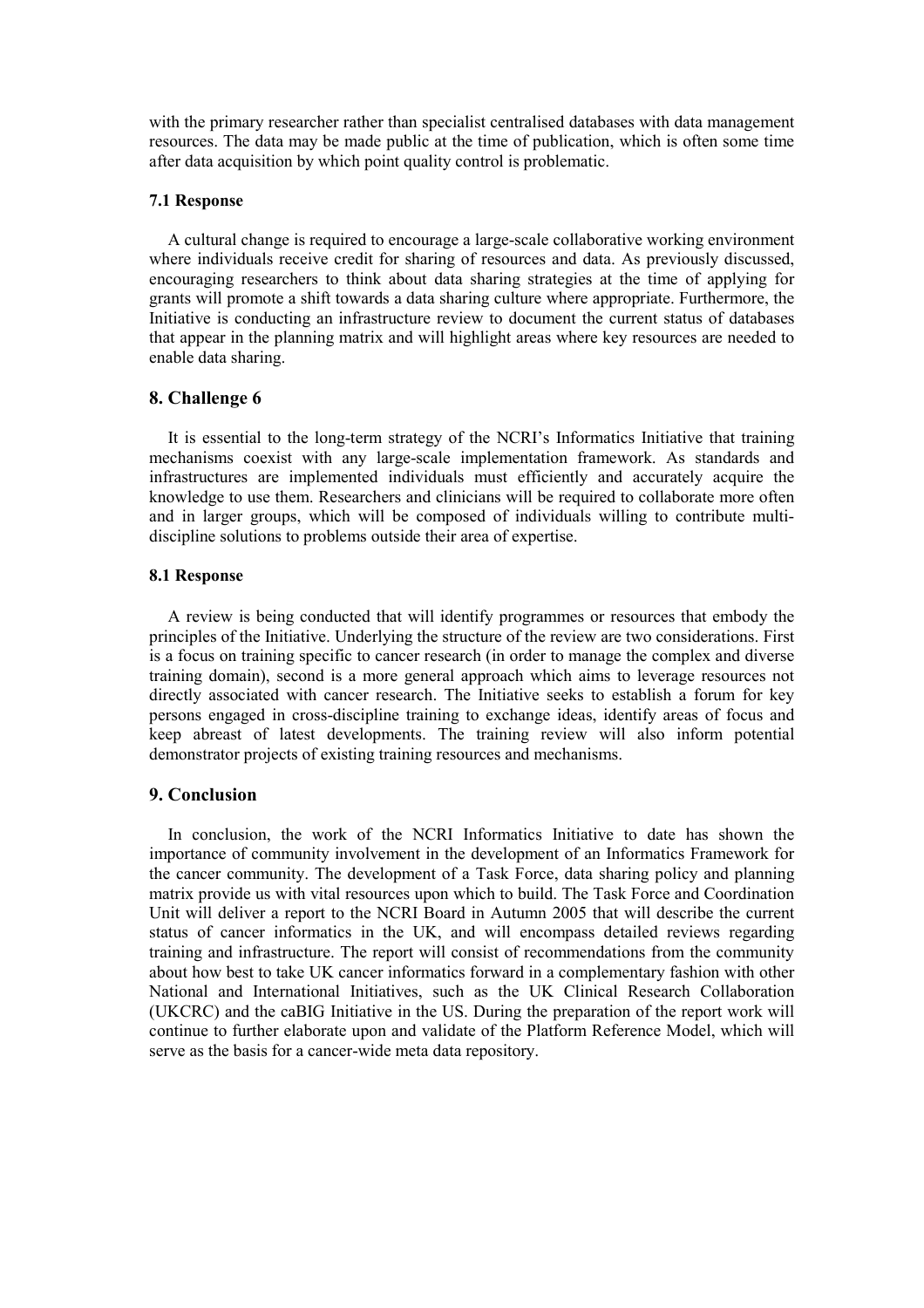with the primary researcher rather than specialist centralised databases with data management resources. The data may be made public at the time of publication, which is often some time after data acquisition by which point quality control is problematic.

### 7.1 Response

A cultural change is required to encourage a large-scale collaborative working environment where individuals receive credit for sharing of resources and data. As previously discussed, encouraging researchers to think about data sharing strategies at the time of applying for grants will promote a shift towards a data sharing culture where appropriate. Furthermore, the Initiative is conducting an infrastructure review to document the current status of databases that appear in the planning matrix and will highlight areas where key resources are needed to enable data sharing.

## 8. Challenge 6

It is essential to the long-term strategy of the NCRI's Informatics Initiative that training mechanisms coexist with any large-scale implementation framework. As standards and infrastructures are implemented individuals must efficiently and accurately acquire the knowledge to use them. Researchers and clinicians will be required to collaborate more often and in larger groups, which will be composed of individuals willing to contribute multi-discipline solutions to problems outside their area of expertise.

### 8.1 Response

A review is being conducted that will identify programmes or resources that embody the principles of the Initiative. Underlying the structure of the review are two considerations. First is a focus on training specific to cancer research (in order to manage the complex and diverse training domain), second is a more general approach which aims to leverage resources not directly associated with cancer research. The Initiative seeks to establish a forum for key persons engaged in cross-discipline training to exchange ideas, identify areas of focus and keep abreast of latest developments. The training review will also inform potential demonstrator projects of existing training resources and mechanisms.

## 9. Conclusion

In conclusion, the work of the NCRI Informatics Initiative to date has shown the importance of community involvement in the development of an Informatics Framework for the cancer community. The development of a Task Force, data sharing policy and planning matrix provide us with vital resources upon which to build. The Task Force and Coordination Unit will deliver a report to the NCRI Board in Autumn 2005 that will describe the current status of cancer informatics in the UK, and will encompass detailed reviews regarding training and infrastructure. The report will consist of recommendations from the community about how best to take UK cancer informatics forward in a complementary fashion with other National and International Initiatives, such as the UK Clinical Research Collaboration (UKCRC) and the caBIG Initiative in the US. During the preparation of the report work will continue to further elaborate upon and validate of the Platform Reference Model, which will serve as the basis for a cancer-wide meta data repository.